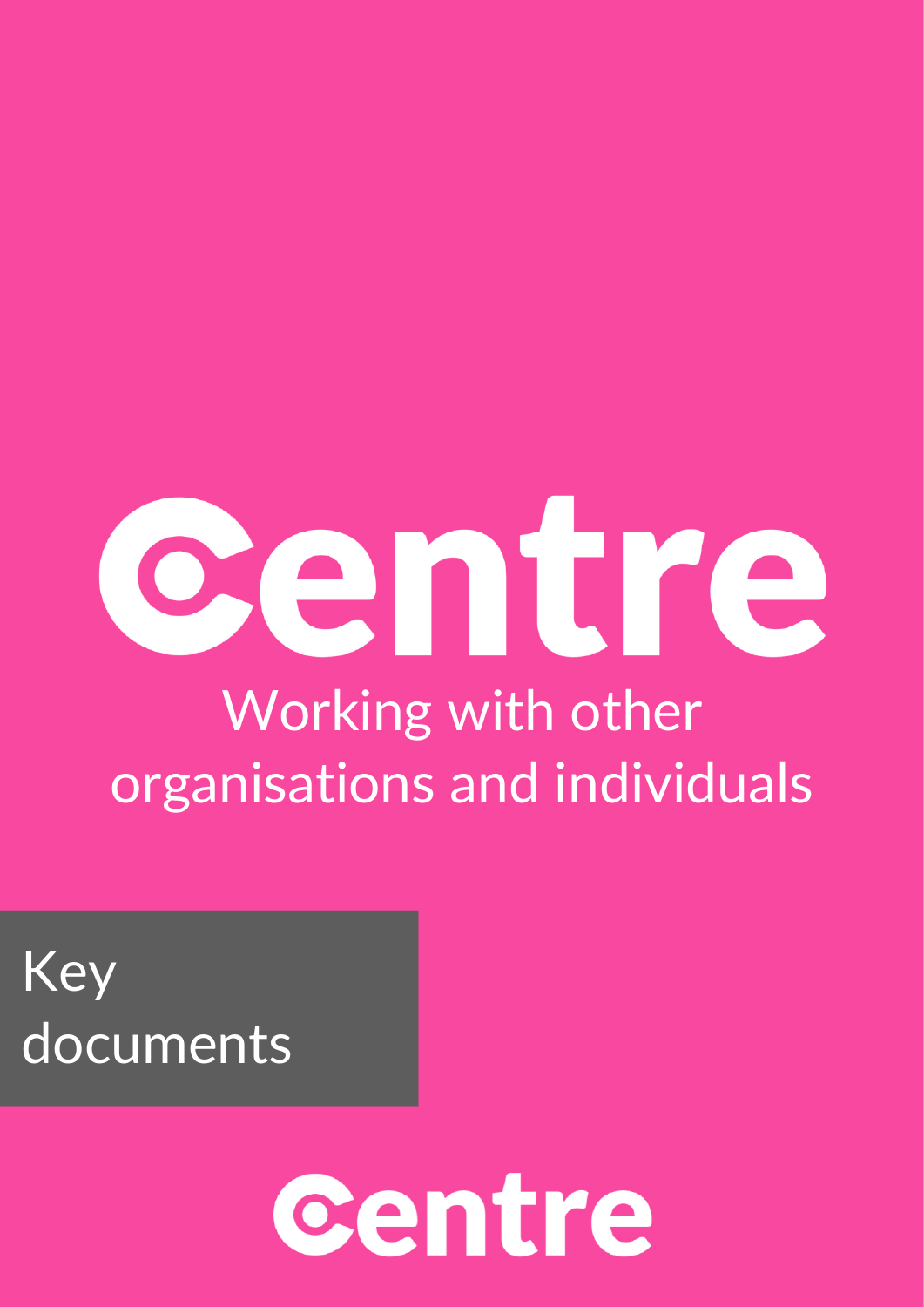# Centre

## Working with other organisations and individuals

Key documents

Centre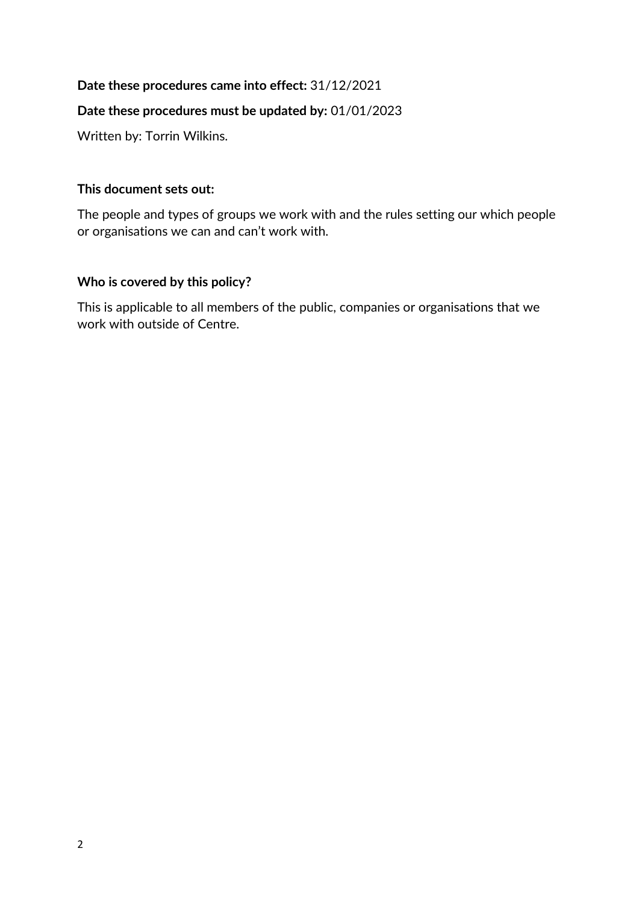**Date these procedures came into effect:** 31/12/2021

**Date these procedures must be updated by:** 01/01/2023

Written by: Torrin Wilkins.

**This document sets out:**

The people and types of groups we work with and the rules setting our which people or organisations we can and can't work with.

**Who is covered by this policy?**

This is applicable to all members of the public, companies or organisations that we work with outside of Centre.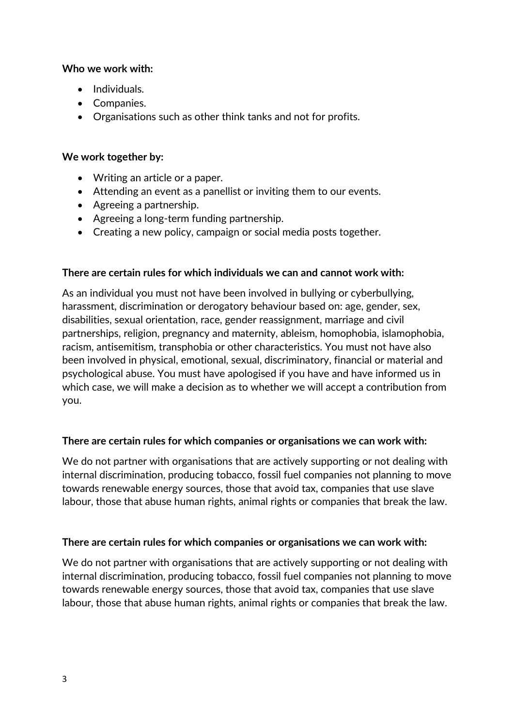**Who we work with:**

- Individuals.
- Companies.
- Organisations such as other think tanks and not for profits.

**We work together by:**

- Writing an article or a paper.
- Attending an event as a panellist or inviting them to our events.
- Agreeing a partnership.
- Agreeing a long-term funding partnership.
- Creating a new policy, campaign or social media posts together.

**There are certain rules for which individuals we can and cannot work with:**

As an individual you must not have been involved in bullying or cyberbullying, harassment, discrimination or derogatory behaviour based on: age, gender, sex, disabilities, sexual orientation, race, gender reassignment, marriage and civil partnerships, religion, pregnancy and maternity, ableism, homophobia, islamophobia, racism, antisemitism, transphobia or other characteristics. You must not have also been involved in physical, emotional, sexual, discriminatory, financial or material and psychological abuse. You must have apologised if you have and have informed us in which case, we will make a decision as to whether we will accept a contribution from you.

**There are certain rules for which companies or organisations we can work with:**

We do not partner with organisations that are actively supporting or not dealing with internal discrimination, producing tobacco, fossil fuel companies not planning to move towards renewable energy sources, those that avoid tax, companies that use slave labour, those that abuse human rights, animal rights or companies that break the law.

**There are certain rules for which companies or organisations we can work with:**

We do not partner with organisations that are actively supporting or not dealing with internal discrimination, producing tobacco, fossil fuel companies not planning to move towards renewable energy sources, those that avoid tax, companies that use slave labour, those that abuse human rights, animal rights or companies that break the law.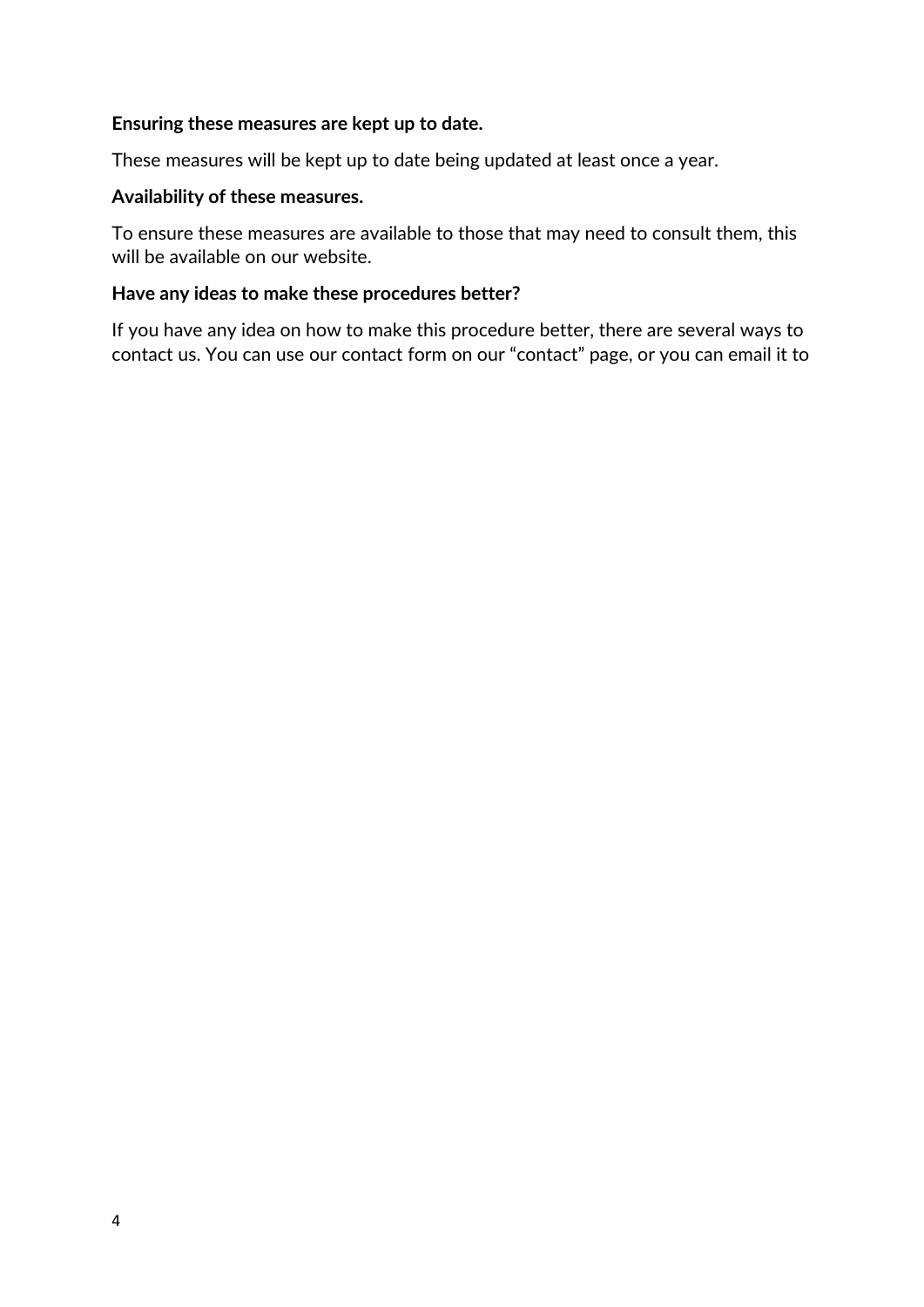**Ensuring these measures are kept up to date.**

These measures will be kept up to date being updated at least once a year.

**Availability of these measures.**

To ensure these measures are available to those that may need to consult them, this will be available on our website.

**Have any ideas to make these procedures better?**

If you have any idea on how to make this procedure better, there are several ways to contact us. You can use our contact form on our “contact” page, or you can email it to